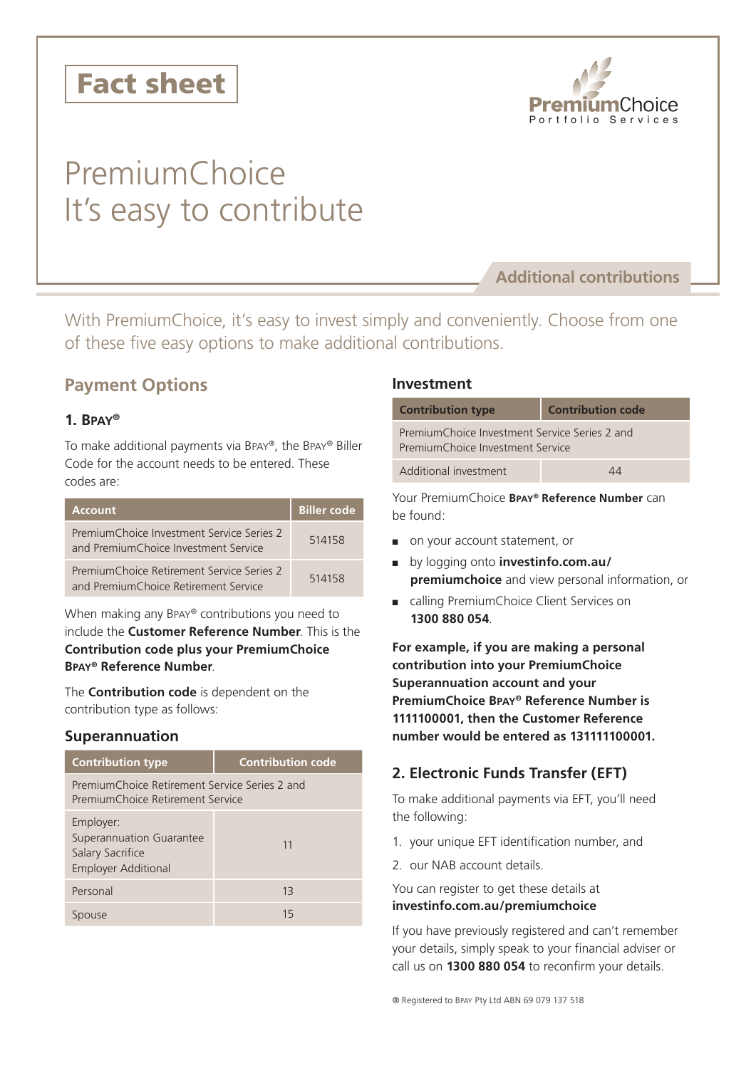# Fact sheet

PremiumChoice Portfolio Services

# PremiumChoice It's easy to contribute

**Additional contributions**

With PremiumChoice, it's easy to invest simply and conveniently. Choose from one of these five easy options to make additional contributions.

## Payment Options

### 1. BPAY®

To make additional payments via BPAY®, the BPAY® Biller Code for the account needs to be entered. These codes are:

| Account | Biller code |
|---|---|
| PremiumChoice Investment Service Series 2 and PremiumChoice Investment Service | 514158 |
| PremiumChoice Retirement Service Series 2 and PremiumChoice Retirement Service | 514158 |

When making any BPAY® contributions you need to include the **Customer Reference Number**. This is the **Contribution code plus your PremiumChoice BPAY® Reference Number**.

The **Contribution code** is dependent on the contribution type as follows:

### Superannuation

| Contribution type | Contribution code |
|---|---|
| PremiumChoice Retirement Service Series 2 and PremiumChoice Retirement Service | |
| Employer: Superannuation Guarantee Salary Sacrifice Employer Additional | 11 |
| Personal | 13 |
| Spouse | 15 |

### Investment

| Contribution type | Contribution code |
|---|---|
| PremiumChoice Investment Service Series 2 and PremiumChoice Investment Service | |
| Additional investment | 44 |

Your PremiumChoice **BPAY® Reference Number** can be found:

- on your account statement, or
- by logging onto **investinfo.com.au/premiumchoice** and view personal information, or
- calling PremiumChoice Client Services on **1300 880 054**.

**For example, if you are making a personal contribution into your PremiumChoice Superannuation account and your PremiumChoice BPAY® Reference Number is 1111100001, then the Customer Reference number would be entered as 131111100001.**

### 2. Electronic Funds Transfer (EFT)

To make additional payments via EFT, you'll need the following:

1. your unique EFT identification number, and
2. our NAB account details.

You can register to get these details at **investinfo.com.au/premiumchoice**

If you have previously registered and can't remember your details, simply speak to your financial adviser or call us on **1300 880 054** to reconfirm your details.

® Registered to BPAY Pty Ltd ABN 69 079 137 518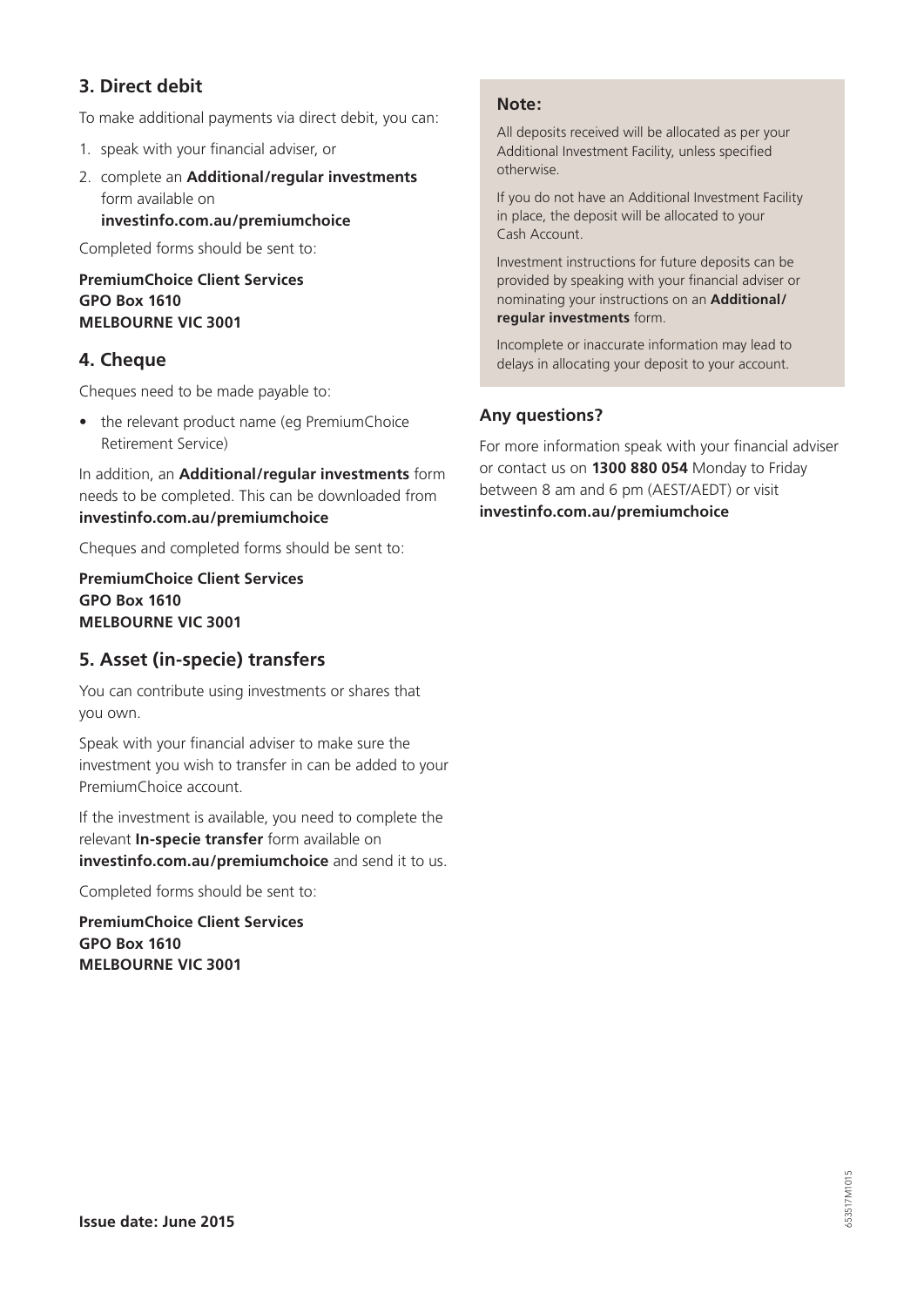## 3. Direct debit

To make additional payments via direct debit, you can:

1. speak with your financial adviser, or
2. complete an **Additional/regular investments** form available on **investinfo.com.au/premiumchoice**

Completed forms should be sent to:

**PremiumChoice Client Services**
**GPO Box 1610**
**MELBOURNE VIC 3001**

## 4. Cheque

Cheques need to be made payable to:

- the relevant product name (eg PremiumChoice Retirement Service)

In addition, an **Additional/regular investments** form needs to be completed. This can be downloaded from **investinfo.com.au/premiumchoice**

Cheques and completed forms should be sent to:

**PremiumChoice Client Services**
**GPO Box 1610**
**MELBOURNE VIC 3001**

## 5. Asset (in-specie) transfers

You can contribute using investments or shares that you own.

Speak with your financial adviser to make sure the investment you wish to transfer in can be added to your PremiumChoice account.

If the investment is available, you need to complete the relevant **In-specie transfer** form available on **investinfo.com.au/premiumchoice** and send it to us.

Completed forms should be sent to:

**PremiumChoice Client Services**
**GPO Box 1610**
**MELBOURNE VIC 3001**

**Note:**

All deposits received will be allocated as per your Additional Investment Facility, unless specified otherwise.

If you do not have an Additional Investment Facility in place, the deposit will be allocated to your Cash Account.

Investment instructions for future deposits can be provided by speaking with your financial adviser or nominating your instructions on an **Additional/regular investments** form.

Incomplete or inaccurate information may lead to delays in allocating your deposit to your account.

### Any questions?

For more information speak with your financial adviser or contact us on **1300 880 054** Monday to Friday between 8 am and 6 pm (AEST/AEDT) or visit **investinfo.com.au/premiumchoice**

**Issue date: June 2015**

65351​7M1015